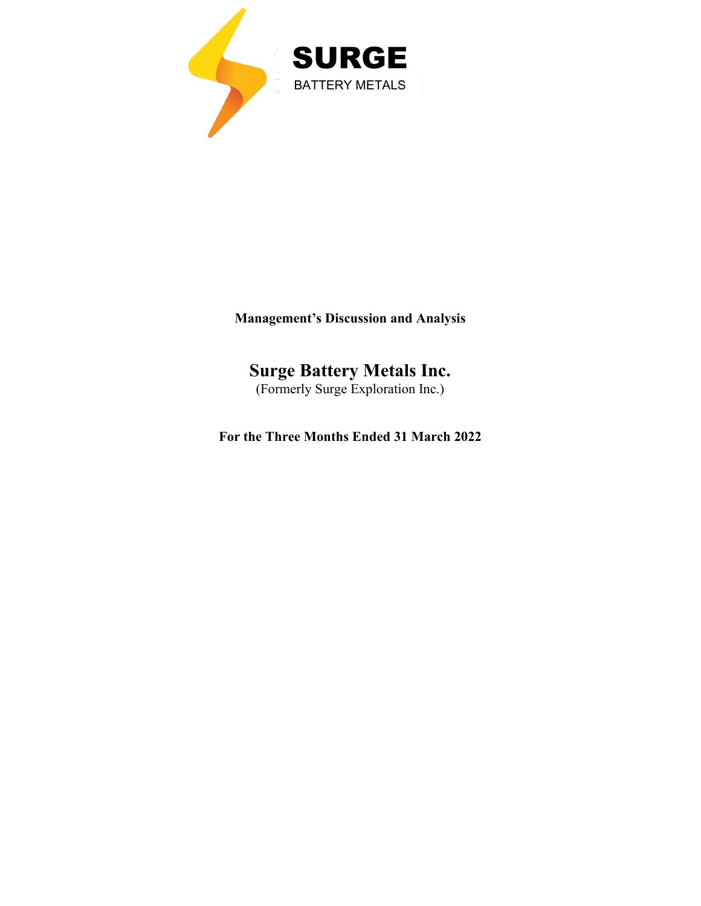SURGE

BATTERY METALS

**Management's Discussion and Analysis**

# Surge Battery Metals Inc.

(Formerly Surge Exploration Inc.)

**For the Three Months Ended 31 March 2022**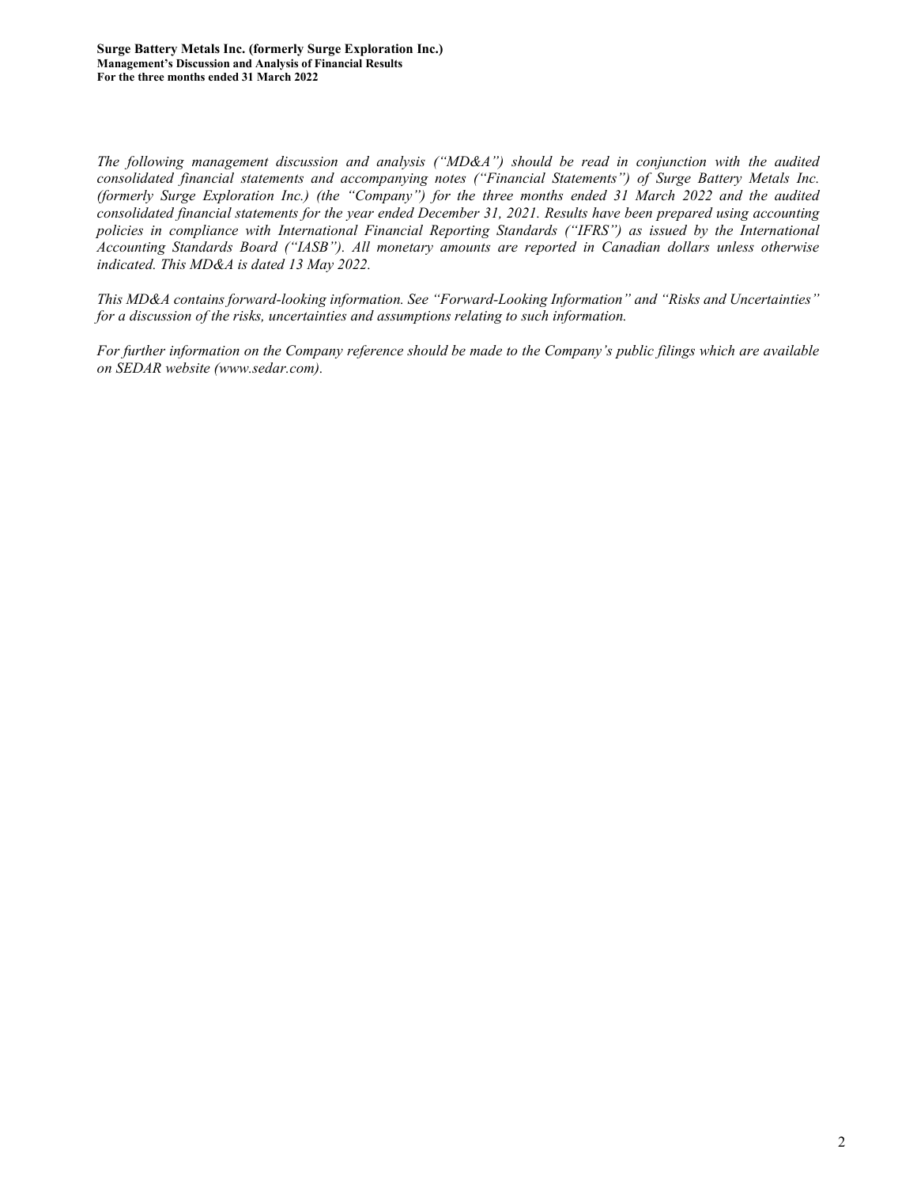*The following management discussion and analysis ("MD&A") should be read in conjunction with the audited consolidated financial statements and accompanying notes ("Financial Statements") of Surge Battery Metals Inc. (formerly Surge Exploration Inc.) (the "Company") for the three months ended 31 March 2022 and the audited consolidated financial statements for the year ended December 31, 2021. Results have been prepared using accounting policies in compliance with International Financial Reporting Standards ("IFRS") as issued by the International Accounting Standards Board ("IASB"). All monetary amounts are reported in Canadian dollars unless otherwise indicated. This MD&A is dated 13 May 2022.*

*This MD&A contains forward-looking information. See "Forward-Looking Information" and "Risks and Uncertainties" for a discussion of the risks, uncertainties and assumptions relating to such information.*

*For further information on the Company reference should be made to the Company's public filings which are available on SEDAR website (www.sedar.com).*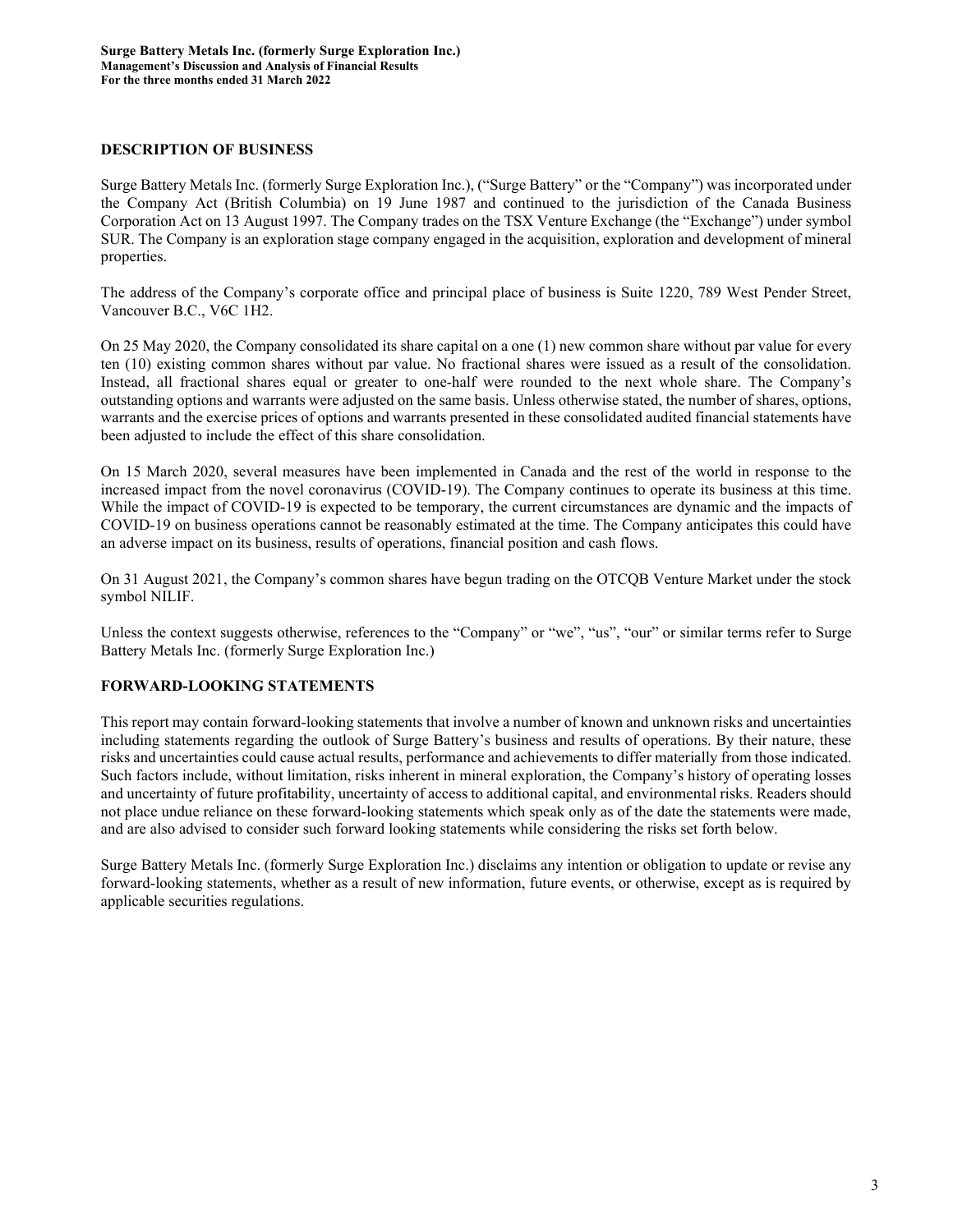## DESCRIPTION OF BUSINESS

Surge Battery Metals Inc. (formerly Surge Exploration Inc.), ("Surge Battery" or the "Company") was incorporated under the Company Act (British Columbia) on 19 June 1987 and continued to the jurisdiction of the Canada Business Corporation Act on 13 August 1997. The Company trades on the TSX Venture Exchange (the "Exchange") under symbol SUR. The Company is an exploration stage company engaged in the acquisition, exploration and development of mineral properties.

The address of the Company's corporate office and principal place of business is Suite 1220, 789 West Pender Street, Vancouver B.C., V6C 1H2.

On 25 May 2020, the Company consolidated its share capital on a one (1) new common share without par value for every ten (10) existing common shares without par value. No fractional shares were issued as a result of the consolidation. Instead, all fractional shares equal or greater to one-half were rounded to the next whole share. The Company's outstanding options and warrants were adjusted on the same basis. Unless otherwise stated, the number of shares, options, warrants and the exercise prices of options and warrants presented in these consolidated audited financial statements have been adjusted to include the effect of this share consolidation.

On 15 March 2020, several measures have been implemented in Canada and the rest of the world in response to the increased impact from the novel coronavirus (COVID-19). The Company continues to operate its business at this time. While the impact of COVID-19 is expected to be temporary, the current circumstances are dynamic and the impacts of COVID-19 on business operations cannot be reasonably estimated at the time. The Company anticipates this could have an adverse impact on its business, results of operations, financial position and cash flows.

On 31 August 2021, the Company's common shares have begun trading on the OTCQB Venture Market under the stock symbol NILIF.

Unless the context suggests otherwise, references to the "Company" or "we", "us", "our" or similar terms refer to Surge Battery Metals Inc. (formerly Surge Exploration Inc.)

## FORWARD-LOOKING STATEMENTS

This report may contain forward-looking statements that involve a number of known and unknown risks and uncertainties including statements regarding the outlook of Surge Battery's business and results of operations. By their nature, these risks and uncertainties could cause actual results, performance and achievements to differ materially from those indicated. Such factors include, without limitation, risks inherent in mineral exploration, the Company's history of operating losses and uncertainty of future profitability, uncertainty of access to additional capital, and environmental risks. Readers should not place undue reliance on these forward-looking statements which speak only as of the date the statements were made, and are also advised to consider such forward looking statements while considering the risks set forth below.

Surge Battery Metals Inc. (formerly Surge Exploration Inc.) disclaims any intention or obligation to update or revise any forward-looking statements, whether as a result of new information, future events, or otherwise, except as is required by applicable securities regulations.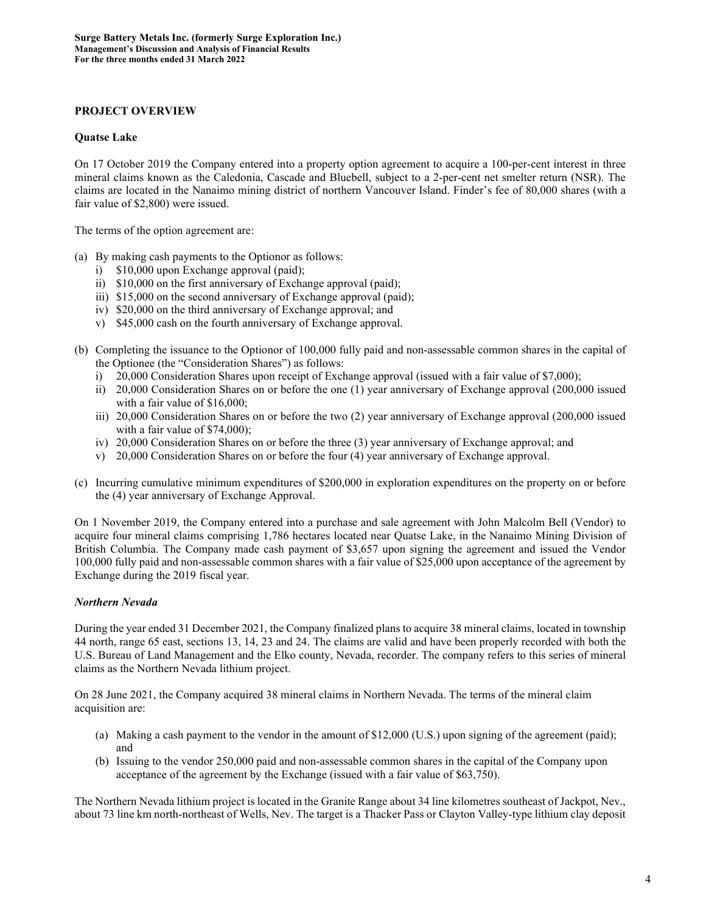## PROJECT OVERVIEW

### Quatse Lake

On 17 October 2019 the Company entered into a property option agreement to acquire a 100-per-cent interest in three mineral claims known as the Caledonia, Cascade and Bluebell, subject to a 2-per-cent net smelter return (NSR). The claims are located in the Nanaimo mining district of northern Vancouver Island. Finder's fee of 80,000 shares (with a fair value of $2,800) were issued.

The terms of the option agreement are:

(a) By making cash payments to the Optionor as follows:
   i) $10,000 upon Exchange approval (paid);
   ii) $10,000 on the first anniversary of Exchange approval (paid);
   iii) $15,000 on the second anniversary of Exchange approval (paid);
   iv) $20,000 on the third anniversary of Exchange approval; and
   v) $45,000 cash on the fourth anniversary of Exchange approval.

(b) Completing the issuance to the Optionor of 100,000 fully paid and non-assessable common shares in the capital of the Optionee (the "Consideration Shares") as follows:
   i) 20,000 Consideration Shares upon receipt of Exchange approval (issued with a fair value of $7,000);
   ii) 20,000 Consideration Shares on or before the one (1) year anniversary of Exchange approval (200,000 issued with a fair value of $16,000;
   iii) 20,000 Consideration Shares on or before the two (2) year anniversary of Exchange approval (200,000 issued with a fair value of $74,000);
   iv) 20,000 Consideration Shares on or before the three (3) year anniversary of Exchange approval; and
   v) 20,000 Consideration Shares on or before the four (4) year anniversary of Exchange approval.

(c) Incurring cumulative minimum expenditures of $200,000 in exploration expenditures on the property on or before the (4) year anniversary of Exchange Approval.

On 1 November 2019, the Company entered into a purchase and sale agreement with John Malcolm Bell (Vendor) to acquire four mineral claims comprising 1,786 hectares located near Quatse Lake, in the Nanaimo Mining Division of British Columbia. The Company made cash payment of $3,657 upon signing the agreement and issued the Vendor 100,000 fully paid and non-assessable common shares with a fair value of $25,000 upon acceptance of the agreement by Exchange during the 2019 fiscal year.

### *Northern Nevada*

During the year ended 31 December 2021, the Company finalized plans to acquire 38 mineral claims, located in township 44 north, range 65 east, sections 13, 14, 23 and 24. The claims are valid and have been properly recorded with both the U.S. Bureau of Land Management and the Elko county, Nevada, recorder. The company refers to this series of mineral claims as the Northern Nevada lithium project.

On 28 June 2021, the Company acquired 38 mineral claims in Northern Nevada. The terms of the mineral claim acquisition are:

(a) Making a cash payment to the vendor in the amount of $12,000 (U.S.) upon signing of the agreement (paid); and
(b) Issuing to the vendor 250,000 paid and non-assessable common shares in the capital of the Company upon acceptance of the agreement by the Exchange (issued with a fair value of $63,750).

The Northern Nevada lithium project is located in the Granite Range about 34 line kilometres southeast of Jackpot, Nev., about 73 line km north-northeast of Wells, Nev. The target is a Thacker Pass or Clayton Valley-type lithium clay deposit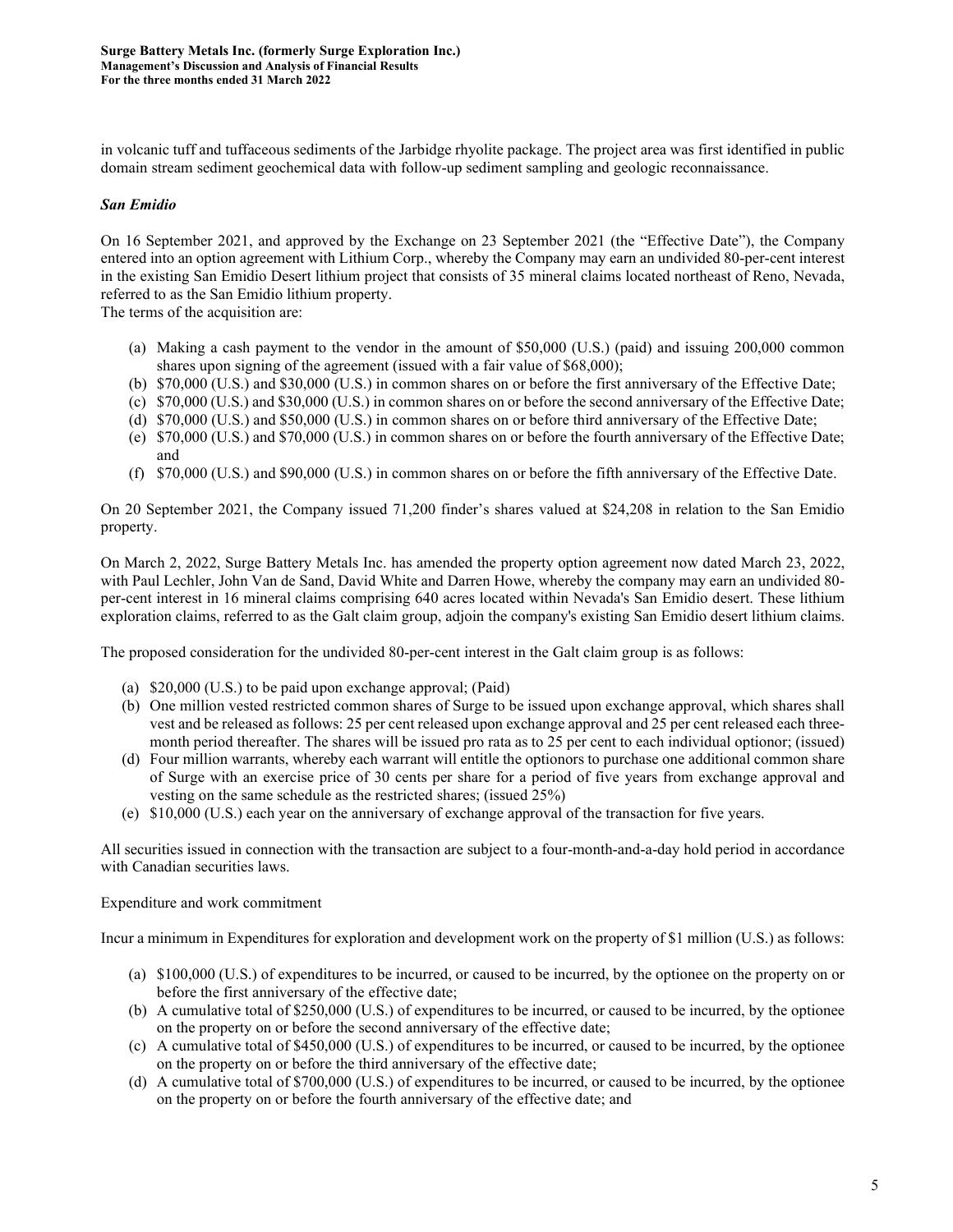in volcanic tuff and tuffaceous sediments of the Jarbidge rhyolite package. The project area was first identified in public domain stream sediment geochemical data with follow-up sediment sampling and geologic reconnaissance.

### *San Emidio*

On 16 September 2021, and approved by the Exchange on 23 September 2021 (the "Effective Date"), the Company entered into an option agreement with Lithium Corp., whereby the Company may earn an undivided 80-per-cent interest in the existing San Emidio Desert lithium project that consists of 35 mineral claims located northeast of Reno, Nevada, referred to as the San Emidio lithium property.
The terms of the acquisition are:

(a) Making a cash payment to the vendor in the amount of $50,000 (U.S.) (paid) and issuing 200,000 common shares upon signing of the agreement (issued with a fair value of $68,000);
(b) $70,000 (U.S.) and $30,000 (U.S.) in common shares on or before the first anniversary of the Effective Date;
(c) $70,000 (U.S.) and $30,000 (U.S.) in common shares on or before the second anniversary of the Effective Date;
(d) $70,000 (U.S.) and $50,000 (U.S.) in common shares on or before third anniversary of the Effective Date;
(e) $70,000 (U.S.) and $70,000 (U.S.) in common shares on or before the fourth anniversary of the Effective Date; and
(f) $70,000 (U.S.) and $90,000 (U.S.) in common shares on or before the fifth anniversary of the Effective Date.

On 20 September 2021, the Company issued 71,200 finder's shares valued at $24,208 in relation to the San Emidio property.

On March 2, 2022, Surge Battery Metals Inc. has amended the property option agreement now dated March 23, 2022, with Paul Lechler, John Van de Sand, David White and Darren Howe, whereby the company may earn an undivided 80-per-cent interest in 16 mineral claims comprising 640 acres located within Nevada's San Emidio desert. These lithium exploration claims, referred to as the Galt claim group, adjoin the company's existing San Emidio desert lithium claims.

The proposed consideration for the undivided 80-per-cent interest in the Galt claim group is as follows:

(a) $20,000 (U.S.) to be paid upon exchange approval; (Paid)
(b) One million vested restricted common shares of Surge to be issued upon exchange approval, which shares shall vest and be released as follows: 25 per cent released upon exchange approval and 25 per cent released each three-month period thereafter. The shares will be issued pro rata as to 25 per cent to each individual optionor; (issued)
(d) Four million warrants, whereby each warrant will entitle the optionors to purchase one additional common share of Surge with an exercise price of 30 cents per share for a period of five years from exchange approval and vesting on the same schedule as the restricted shares; (issued 25%)
(e) $10,000 (U.S.) each year on the anniversary of exchange approval of the transaction for five years.

All securities issued in connection with the transaction are subject to a four-month-and-a-day hold period in accordance with Canadian securities laws.

Expenditure and work commitment

Incur a minimum in Expenditures for exploration and development work on the property of $1 million (U.S.) as follows:

(a) $100,000 (U.S.) of expenditures to be incurred, or caused to be incurred, by the optionee on the property on or before the first anniversary of the effective date;
(b) A cumulative total of $250,000 (U.S.) of expenditures to be incurred, or caused to be incurred, by the optionee on the property on or before the second anniversary of the effective date;
(c) A cumulative total of $450,000 (U.S.) of expenditures to be incurred, or caused to be incurred, by the optionee on the property on or before the third anniversary of the effective date;
(d) A cumulative total of $700,000 (U.S.) of expenditures to be incurred, or caused to be incurred, by the optionee on the property on or before the fourth anniversary of the effective date; and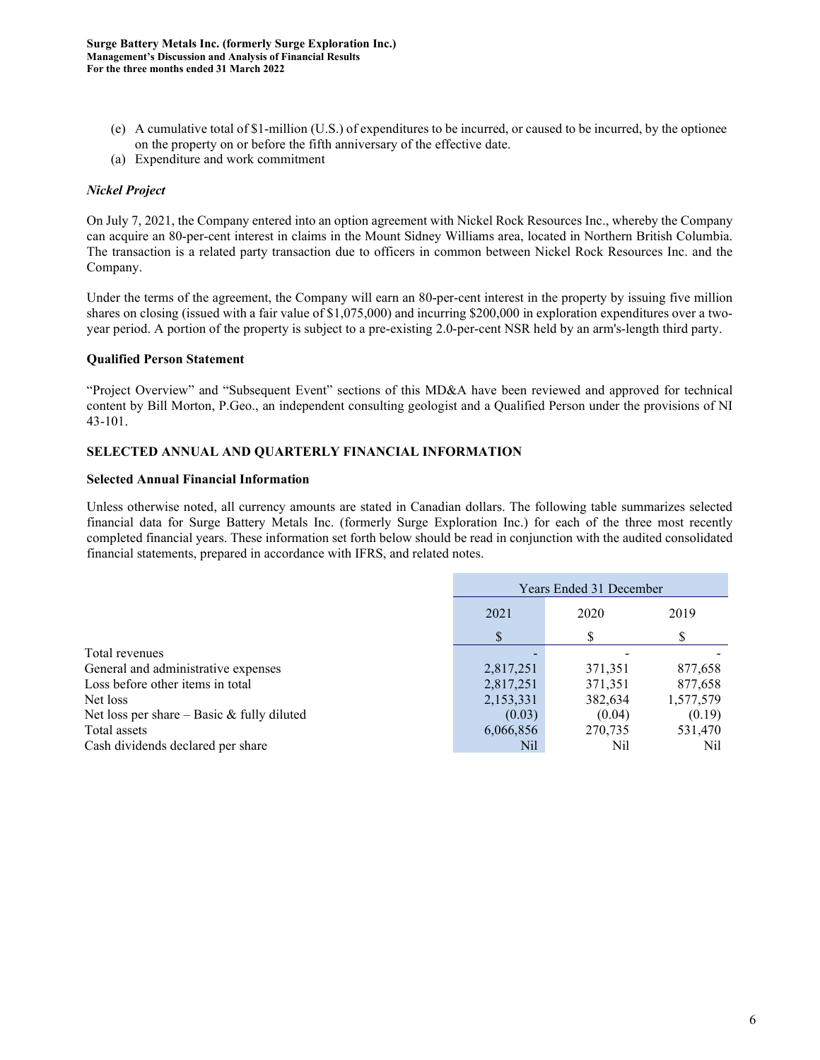(e) A cumulative total of $1-million (U.S.) of expenditures to be incurred, or caused to be incurred, by the optionee on the property on or before the fifth anniversary of the effective date.

(a) Expenditure and work commitment

***Nickel Project***

On July 7, 2021, the Company entered into an option agreement with Nickel Rock Resources Inc., whereby the Company can acquire an 80-per-cent interest in claims in the Mount Sidney Williams area, located in Northern British Columbia. The transaction is a related party transaction due to officers in common between Nickel Rock Resources Inc. and the Company.

Under the terms of the agreement, the Company will earn an 80-per-cent interest in the property by issuing five million shares on closing (issued with a fair value of $1,075,000) and incurring $200,000 in exploration expenditures over a two-year period. A portion of the property is subject to a pre-existing 2.0-per-cent NSR held by an arm's-length third party.

**Qualified Person Statement**

"Project Overview" and "Subsequent Event" sections of this MD&A have been reviewed and approved for technical content by Bill Morton, P.Geo., an independent consulting geologist and a Qualified Person under the provisions of NI 43-101.

## SELECTED ANNUAL AND QUARTERLY FINANCIAL INFORMATION

**Selected Annual Financial Information**

Unless otherwise noted, all currency amounts are stated in Canadian dollars. The following table summarizes selected financial data for Surge Battery Metals Inc. (formerly Surge Exploration Inc.) for each of the three most recently completed financial years. These information set forth below should be read in conjunction with the audited consolidated financial statements, prepared in accordance with IFRS, and related notes.

| | Years Ended 31 December | | |
|---|---|---|---|
| | 2021 | 2020 | 2019 |
| | $ | $ | $ |
| Total revenues | - | - | - |
| General and administrative expenses | 2,817,251 | 371,351 | 877,658 |
| Loss before other items in total | 2,817,251 | 371,351 | 877,658 |
| Net loss | 2,153,331 | 382,634 | 1,577,579 |
| Net loss per share – Basic & fully diluted | (0.03) | (0.04) | (0.19) |
| Total assets | 6,066,856 | 270,735 | 531,470 |
| Cash dividends declared per share | Nil | Nil | Nil |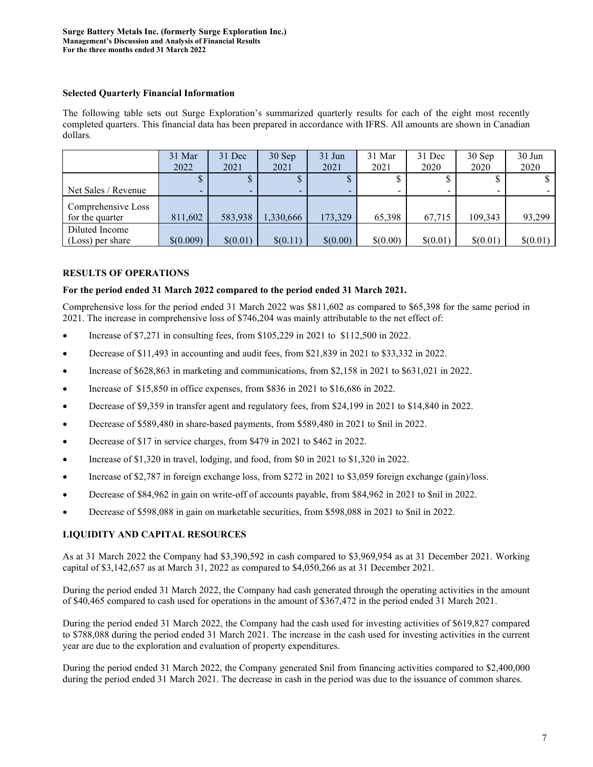### Selected Quarterly Financial Information

The following table sets out Surge Exploration's summarized quarterly results for each of the eight most recently completed quarters. This financial data has been prepared in accordance with IFRS. All amounts are shown in Canadian dollars.

| | 31 Mar 2022 | 31 Dec 2021 | 30 Sep 2021 | 31 Jun 2021 | 31 Mar 2021 | 31 Dec 2020 | 30 Sep 2020 | 30 Jun 2020 |
|---|---|---|---|---|---|---|---|---|
| | $ | $ | $ | $ | $ | $ | $ | $ |
| Net Sales / Revenue | - | - | - | - | - | - | - | - |
| Comprehensive Loss for the quarter | 811,602 | 583,938 | 1,330,666 | 173,329 | 65,398 | 67,715 | 109,343 | 93,299 |
| Diluted Income (Loss) per share | $(0.009) | $(0.01) | $(0.11) | $(0.00) | $(0.00) | $(0.01) | $(0.01) | $(0.01) |

## RESULTS OF OPERATIONS

### For the period ended 31 March 2022 compared to the period ended 31 March 2021.

Comprehensive loss for the period ended 31 March 2022 was $811,602 as compared to $65,398 for the same period in 2021. The increase in comprehensive loss of $746,204 was mainly attributable to the net effect of:

- Increase of $7,271 in consulting fees, from $105,229 in 2021 to $112,500 in 2022.
- Decrease of $11,493 in accounting and audit fees, from $21,839 in 2021 to $33,332 in 2022.
- Increase of $628,863 in marketing and communications, from $2,158 in 2021 to $631,021 in 2022.
- Increase of $15,850 in office expenses, from $836 in 2021 to $16,686 in 2022.
- Decrease of $9,359 in transfer agent and regulatory fees, from $24,199 in 2021 to $14,840 in 2022.
- Decrease of $589,480 in share-based payments, from $589,480 in 2021 to $nil in 2022.
- Decrease of $17 in service charges, from $479 in 2021 to $462 in 2022.
- Increase of $1,320 in travel, lodging, and food, from $0 in 2021 to $1,320 in 2022.
- Increase of $2,787 in foreign exchange loss, from $272 in 2021 to $3,059 foreign exchange (gain)/loss.
- Decrease of $84,962 in gain on write-off of accounts payable, from $84,962 in 2021 to $nil in 2022.
- Decrease of $598,088 in gain on marketable securities, from $598,088 in 2021 to $nil in 2022.

## LIQUIDITY AND CAPITAL RESOURCES

As at 31 March 2022 the Company had $3,390,592 in cash compared to $3,969,954 as at 31 December 2021. Working capital of $3,142,657 as at March 31, 2022 as compared to $4,050,266 as at 31 December 2021.

During the period ended 31 March 2022, the Company had cash generated through the operating activities in the amount of $40,465 compared to cash used for operations in the amount of $367,472 in the period ended 31 March 2021.

During the period ended 31 March 2022, the Company had the cash used for investing activities of $619,827 compared to $788,088 during the period ended 31 March 2021. The increase in the cash used for investing activities in the current year are due to the exploration and evaluation of property expenditures.

During the period ended 31 March 2022, the Company generated $nil from financing activities compared to $2,400,000 during the period ended 31 March 2021. The decrease in cash in the period was due to the issuance of common shares.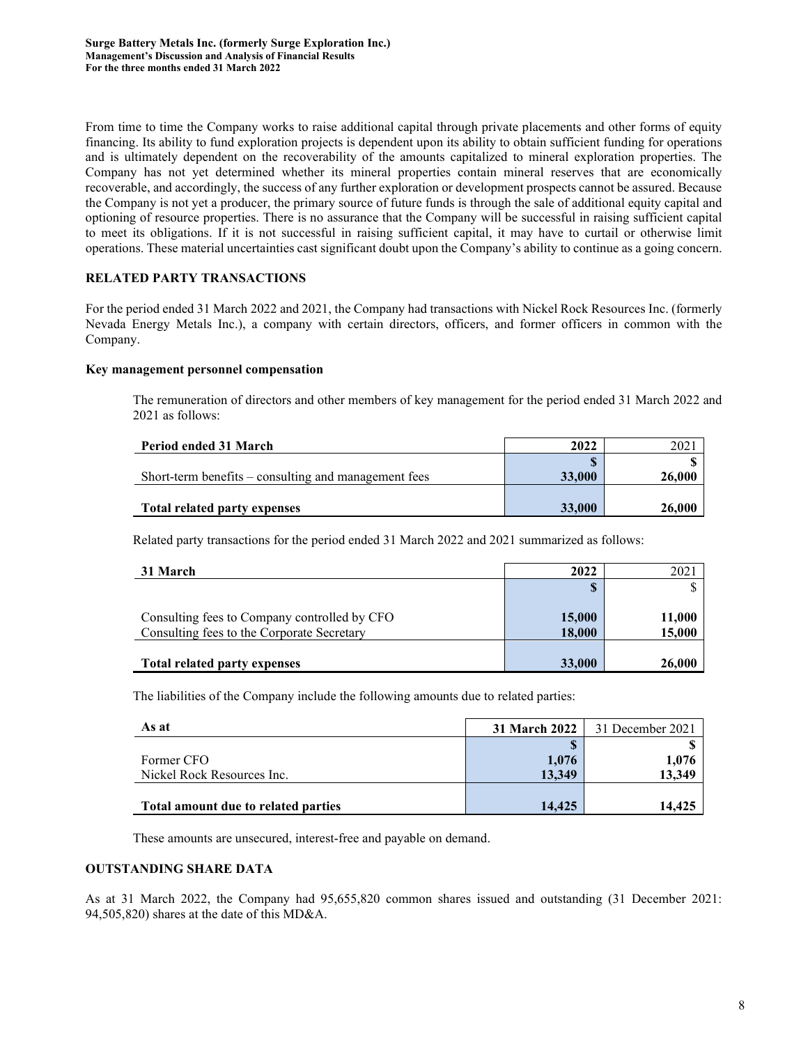From time to time the Company works to raise additional capital through private placements and other forms of equity financing. Its ability to fund exploration projects is dependent upon its ability to obtain sufficient funding for operations and is ultimately dependent on the recoverability of the amounts capitalized to mineral exploration properties. The Company has not yet determined whether its mineral properties contain mineral reserves that are economically recoverable, and accordingly, the success of any further exploration or development prospects cannot be assured. Because the Company is not yet a producer, the primary source of future funds is through the sale of additional equity capital and optioning of resource properties. There is no assurance that the Company will be successful in raising sufficient capital to meet its obligations. If it is not successful in raising sufficient capital, it may have to curtail or otherwise limit operations. These material uncertainties cast significant doubt upon the Company's ability to continue as a going concern.

## RELATED PARTY TRANSACTIONS

For the period ended 31 March 2022 and 2021, the Company had transactions with Nickel Rock Resources Inc. (formerly Nevada Energy Metals Inc.), a company with certain directors, officers, and former officers in common with the Company.

### Key management personnel compensation

The remuneration of directors and other members of key management for the period ended 31 March 2022 and 2021 as follows:

| Period ended 31 March | 2022 | 2021 |
|---|---|---|
| | $ | $ |
| Short-term benefits – consulting and management fees | 33,000 | 26,000 |
| **Total related party expenses** | **33,000** | **26,000** |

Related party transactions for the period ended 31 March 2022 and 2021 summarized as follows:

| 31 March | 2022 | 2021 |
|---|---|---|
| | $ | $ |
| Consulting fees to Company controlled by CFO | 15,000 | 11,000 |
| Consulting fees to the Corporate Secretary | 18,000 | 15,000 |
| **Total related party expenses** | **33,000** | **26,000** |

The liabilities of the Company include the following amounts due to related parties:

| As at | 31 March 2022 | 31 December 2021 |
|---|---|---|
| | $ | $ |
| Former CFO | 1,076 | 1,076 |
| Nickel Rock Resources Inc. | 13,349 | 13,349 |
| **Total amount due to related parties** | **14,425** | **14,425** |

These amounts are unsecured, interest-free and payable on demand.

## OUTSTANDING SHARE DATA

As at 31 March 2022, the Company had 95,655,820 common shares issued and outstanding (31 December 2021: 94,505,820) shares at the date of this MD&A.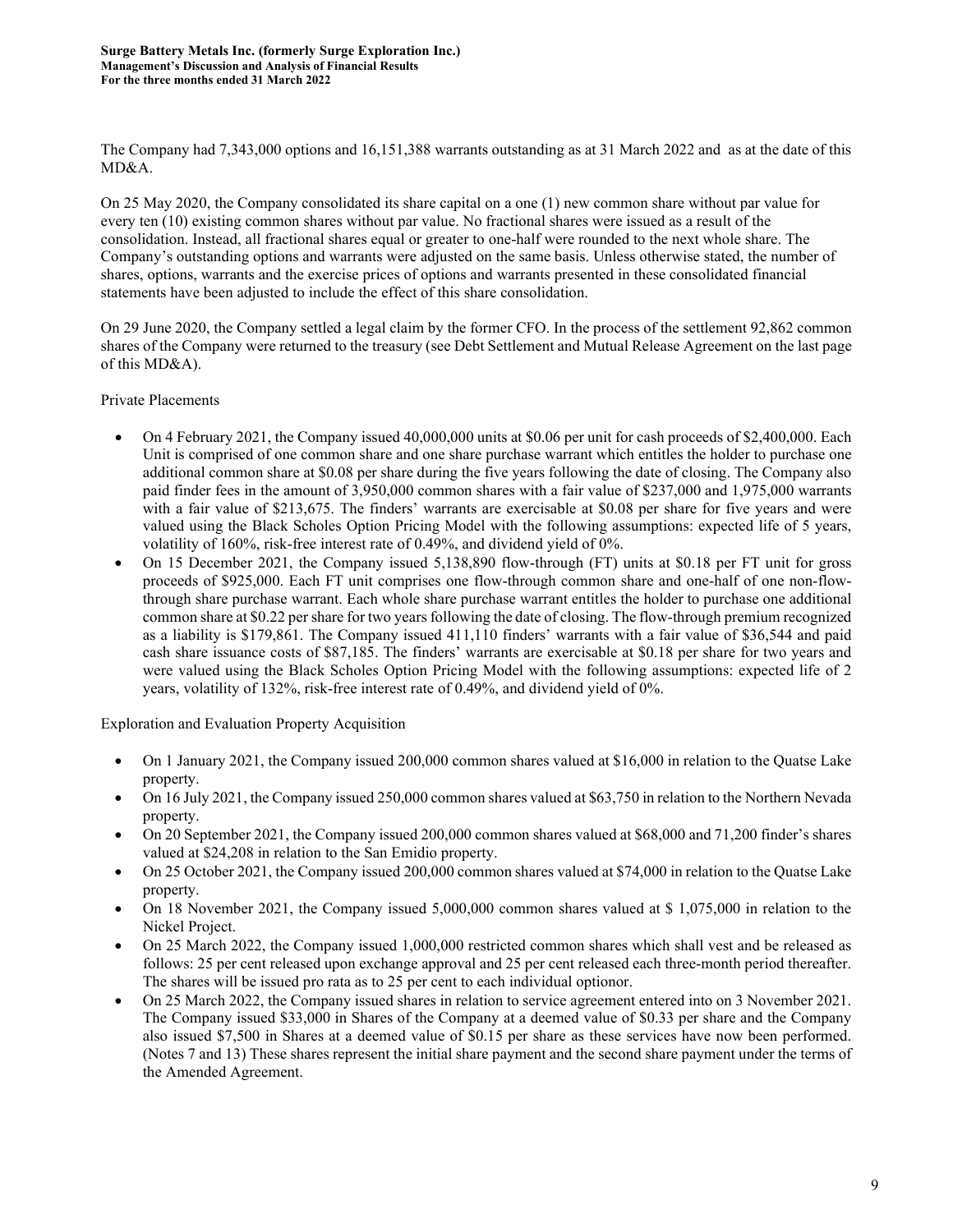The Company had 7,343,000 options and 16,151,388 warrants outstanding as at 31 March 2022 and as at the date of this MD&A.

On 25 May 2020, the Company consolidated its share capital on a one (1) new common share without par value for every ten (10) existing common shares without par value. No fractional shares were issued as a result of the consolidation. Instead, all fractional shares equal or greater to one-half were rounded to the next whole share. The Company's outstanding options and warrants were adjusted on the same basis. Unless otherwise stated, the number of shares, options, warrants and the exercise prices of options and warrants presented in these consolidated financial statements have been adjusted to include the effect of this share consolidation.

On 29 June 2020, the Company settled a legal claim by the former CFO. In the process of the settlement 92,862 common shares of the Company were returned to the treasury (see Debt Settlement and Mutual Release Agreement on the last page of this MD&A).

Private Placements

- On 4 February 2021, the Company issued 40,000,000 units at $0.06 per unit for cash proceeds of $2,400,000. Each Unit is comprised of one common share and one share purchase warrant which entitles the holder to purchase one additional common share at $0.08 per share during the five years following the date of closing. The Company also paid finder fees in the amount of 3,950,000 common shares with a fair value of $237,000 and 1,975,000 warrants with a fair value of $213,675. The finders' warrants are exercisable at $0.08 per share for five years and were valued using the Black Scholes Option Pricing Model with the following assumptions: expected life of 5 years, volatility of 160%, risk-free interest rate of 0.49%, and dividend yield of 0%.
- On 15 December 2021, the Company issued 5,138,890 flow-through (FT) units at $0.18 per FT unit for gross proceeds of $925,000. Each FT unit comprises one flow-through common share and one-half of one non-flow-through share purchase warrant. Each whole share purchase warrant entitles the holder to purchase one additional common share at $0.22 per share for two years following the date of closing. The flow-through premium recognized as a liability is $179,861. The Company issued 411,110 finders' warrants with a fair value of $36,544 and paid cash share issuance costs of $87,185. The finders' warrants are exercisable at $0.18 per share for two years and were valued using the Black Scholes Option Pricing Model with the following assumptions: expected life of 2 years, volatility of 132%, risk-free interest rate of 0.49%, and dividend yield of 0%.

Exploration and Evaluation Property Acquisition

- On 1 January 2021, the Company issued 200,000 common shares valued at $16,000 in relation to the Quatse Lake property.
- On 16 July 2021, the Company issued 250,000 common shares valued at $63,750 in relation to the Northern Nevada property.
- On 20 September 2021, the Company issued 200,000 common shares valued at $68,000 and 71,200 finder's shares valued at $24,208 in relation to the San Emidio property.
- On 25 October 2021, the Company issued 200,000 common shares valued at $74,000 in relation to the Quatse Lake property.
- On 18 November 2021, the Company issued 5,000,000 common shares valued at $ 1,075,000 in relation to the Nickel Project.
- On 25 March 2022, the Company issued 1,000,000 restricted common shares which shall vest and be released as follows: 25 per cent released upon exchange approval and 25 per cent released each three-month period thereafter. The shares will be issued pro rata as to 25 per cent to each individual optionor.
- On 25 March 2022, the Company issued shares in relation to service agreement entered into on 3 November 2021. The Company issued $33,000 in Shares of the Company at a deemed value of $0.33 per share and the Company also issued $7,500 in Shares at a deemed value of $0.15 per share as these services have now been performed. (Notes 7 and 13) These shares represent the initial share payment and the second share payment under the terms of the Amended Agreement.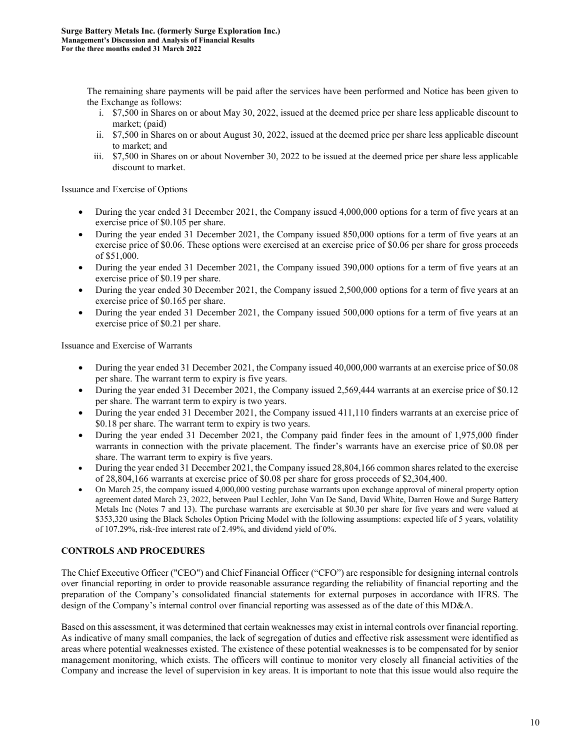The remaining share payments will be paid after the services have been performed and Notice has been given to the Exchange as follows:

i. $7,500 in Shares on or about May 30, 2022, issued at the deemed price per share less applicable discount to market; (paid)
ii. $7,500 in Shares on or about August 30, 2022, issued at the deemed price per share less applicable discount to market; and
iii. $7,500 in Shares on or about November 30, 2022 to be issued at the deemed price per share less applicable discount to market.

Issuance and Exercise of Options

- During the year ended 31 December 2021, the Company issued 4,000,000 options for a term of five years at an exercise price of $0.105 per share.
- During the year ended 31 December 2021, the Company issued 850,000 options for a term of five years at an exercise price of $0.06. These options were exercised at an exercise price of $0.06 per share for gross proceeds of $51,000.
- During the year ended 31 December 2021, the Company issued 390,000 options for a term of five years at an exercise price of $0.19 per share.
- During the year ended 30 December 2021, the Company issued 2,500,000 options for a term of five years at an exercise price of $0.165 per share.
- During the year ended 31 December 2021, the Company issued 500,000 options for a term of five years at an exercise price of $0.21 per share.

Issuance and Exercise of Warrants

- During the year ended 31 December 2021, the Company issued 40,000,000 warrants at an exercise price of $0.08 per share. The warrant term to expiry is five years.
- During the year ended 31 December 2021, the Company issued 2,569,444 warrants at an exercise price of $0.12 per share. The warrant term to expiry is two years.
- During the year ended 31 December 2021, the Company issued 411,110 finders warrants at an exercise price of $0.18 per share. The warrant term to expiry is two years.
- During the year ended 31 December 2021, the Company paid finder fees in the amount of 1,975,000 finder warrants in connection with the private placement. The finder's warrants have an exercise price of $0.08 per share. The warrant term to expiry is five years.
- During the year ended 31 December 2021, the Company issued 28,804,166 common shares related to the exercise of 28,804,166 warrants at exercise price of $0.08 per share for gross proceeds of $2,304,400.
- On March 25, the company issued 4,000,000 vesting purchase warrants upon exchange approval of mineral property option agreement dated March 23, 2022, between Paul Lechler, John Van De Sand, David White, Darren Howe and Surge Battery Metals Inc (Notes 7 and 13). The purchase warrants are exercisable at $0.30 per share for five years and were valued at $353,320 using the Black Scholes Option Pricing Model with the following assumptions: expected life of 5 years, volatility of 107.29%, risk-free interest rate of 2.49%, and dividend yield of 0%.

## CONTROLS AND PROCEDURES

The Chief Executive Officer ("CEO") and Chief Financial Officer ("CFO") are responsible for designing internal controls over financial reporting in order to provide reasonable assurance regarding the reliability of financial reporting and the preparation of the Company's consolidated financial statements for external purposes in accordance with IFRS. The design of the Company's internal control over financial reporting was assessed as of the date of this MD&A.

Based on this assessment, it was determined that certain weaknesses may exist in internal controls over financial reporting. As indicative of many small companies, the lack of segregation of duties and effective risk assessment were identified as areas where potential weaknesses existed. The existence of these potential weaknesses is to be compensated for by senior management monitoring, which exists. The officers will continue to monitor very closely all financial activities of the Company and increase the level of supervision in key areas. It is important to note that this issue would also require the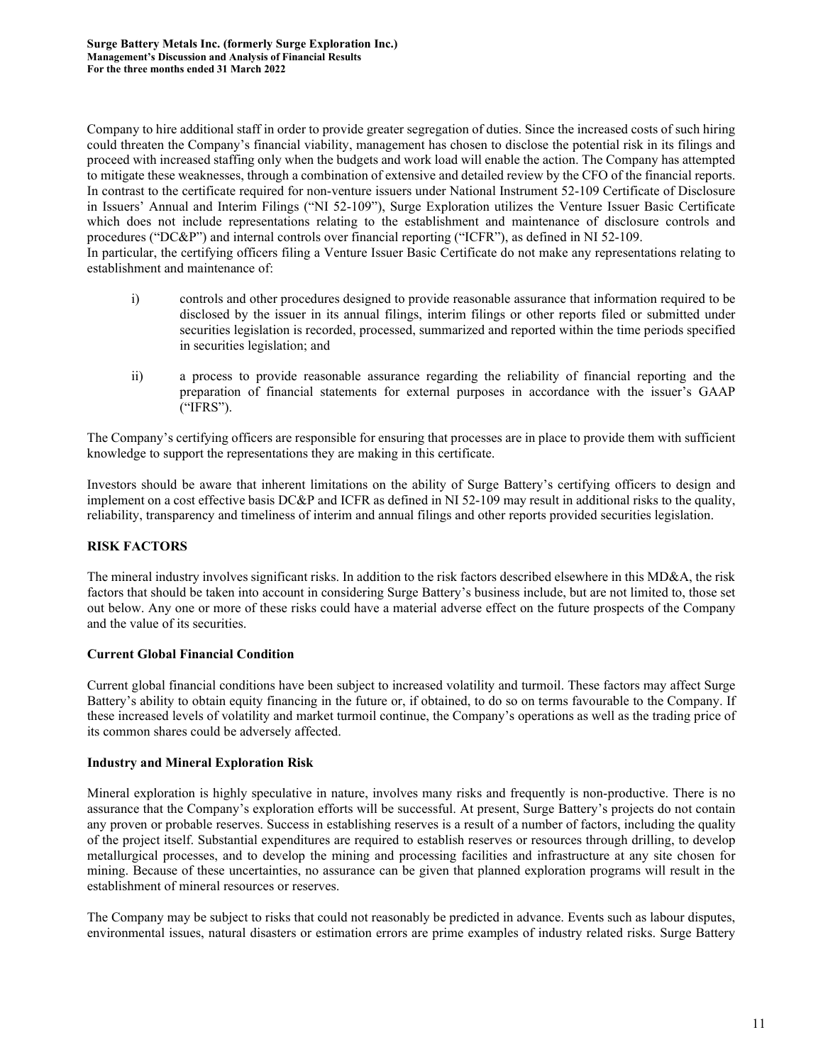Company to hire additional staff in order to provide greater segregation of duties. Since the increased costs of such hiring could threaten the Company's financial viability, management has chosen to disclose the potential risk in its filings and proceed with increased staffing only when the budgets and work load will enable the action. The Company has attempted to mitigate these weaknesses, through a combination of extensive and detailed review by the CFO of the financial reports. In contrast to the certificate required for non-venture issuers under National Instrument 52-109 Certificate of Disclosure in Issuers' Annual and Interim Filings ("NI 52-109"), Surge Exploration utilizes the Venture Issuer Basic Certificate which does not include representations relating to the establishment and maintenance of disclosure controls and procedures ("DC&P") and internal controls over financial reporting ("ICFR"), as defined in NI 52-109.
In particular, the certifying officers filing a Venture Issuer Basic Certificate do not make any representations relating to establishment and maintenance of:

i) controls and other procedures designed to provide reasonable assurance that information required to be disclosed by the issuer in its annual filings, interim filings or other reports filed or submitted under securities legislation is recorded, processed, summarized and reported within the time periods specified in securities legislation; and

ii) a process to provide reasonable assurance regarding the reliability of financial reporting and the preparation of financial statements for external purposes in accordance with the issuer's GAAP ("IFRS").

The Company's certifying officers are responsible for ensuring that processes are in place to provide them with sufficient knowledge to support the representations they are making in this certificate.

Investors should be aware that inherent limitations on the ability of Surge Battery's certifying officers to design and implement on a cost effective basis DC&P and ICFR as defined in NI 52-109 may result in additional risks to the quality, reliability, transparency and timeliness of interim and annual filings and other reports provided securities legislation.

## RISK FACTORS

The mineral industry involves significant risks. In addition to the risk factors described elsewhere in this MD&A, the risk factors that should be taken into account in considering Surge Battery's business include, but are not limited to, those set out below. Any one or more of these risks could have a material adverse effect on the future prospects of the Company and the value of its securities.

### Current Global Financial Condition

Current global financial conditions have been subject to increased volatility and turmoil. These factors may affect Surge Battery's ability to obtain equity financing in the future or, if obtained, to do so on terms favourable to the Company. If these increased levels of volatility and market turmoil continue, the Company's operations as well as the trading price of its common shares could be adversely affected.

### Industry and Mineral Exploration Risk

Mineral exploration is highly speculative in nature, involves many risks and frequently is non-productive. There is no assurance that the Company's exploration efforts will be successful. At present, Surge Battery's projects do not contain any proven or probable reserves. Success in establishing reserves is a result of a number of factors, including the quality of the project itself. Substantial expenditures are required to establish reserves or resources through drilling, to develop metallurgical processes, and to develop the mining and processing facilities and infrastructure at any site chosen for mining. Because of these uncertainties, no assurance can be given that planned exploration programs will result in the establishment of mineral resources or reserves.

The Company may be subject to risks that could not reasonably be predicted in advance. Events such as labour disputes, environmental issues, natural disasters or estimation errors are prime examples of industry related risks. Surge Battery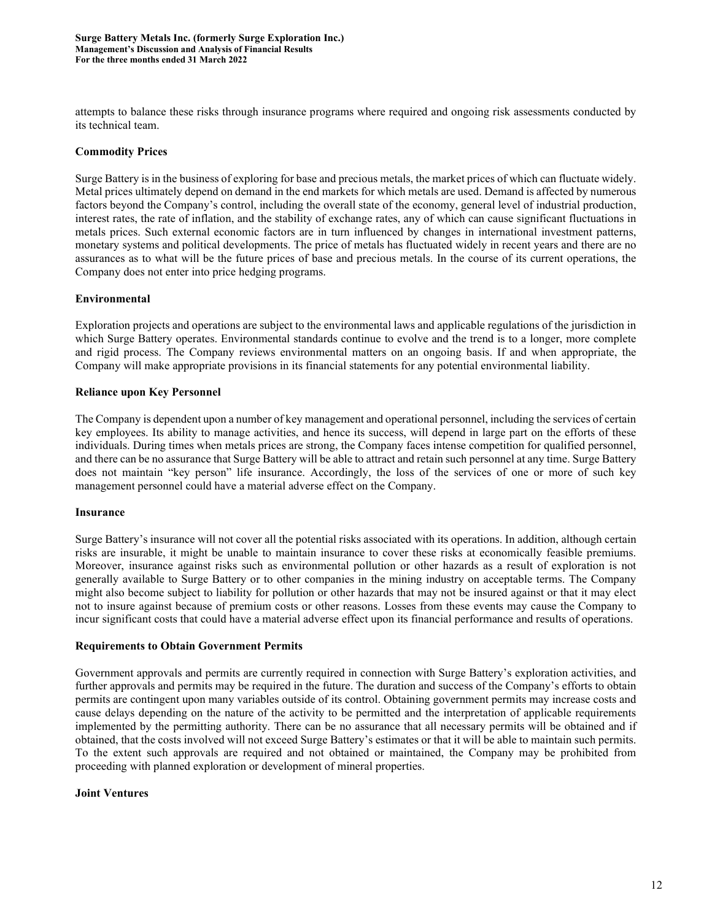attempts to balance these risks through insurance programs where required and ongoing risk assessments conducted by its technical team.

**Commodity Prices**

Surge Battery is in the business of exploring for base and precious metals, the market prices of which can fluctuate widely. Metal prices ultimately depend on demand in the end markets for which metals are used. Demand is affected by numerous factors beyond the Company's control, including the overall state of the economy, general level of industrial production, interest rates, the rate of inflation, and the stability of exchange rates, any of which can cause significant fluctuations in metals prices. Such external economic factors are in turn influenced by changes in international investment patterns, monetary systems and political developments. The price of metals has fluctuated widely in recent years and there are no assurances as to what will be the future prices of base and precious metals. In the course of its current operations, the Company does not enter into price hedging programs.

**Environmental**

Exploration projects and operations are subject to the environmental laws and applicable regulations of the jurisdiction in which Surge Battery operates. Environmental standards continue to evolve and the trend is to a longer, more complete and rigid process. The Company reviews environmental matters on an ongoing basis. If and when appropriate, the Company will make appropriate provisions in its financial statements for any potential environmental liability.

**Reliance upon Key Personnel**

The Company is dependent upon a number of key management and operational personnel, including the services of certain key employees. Its ability to manage activities, and hence its success, will depend in large part on the efforts of these individuals. During times when metals prices are strong, the Company faces intense competition for qualified personnel, and there can be no assurance that Surge Battery will be able to attract and retain such personnel at any time. Surge Battery does not maintain "key person" life insurance. Accordingly, the loss of the services of one or more of such key management personnel could have a material adverse effect on the Company.

**Insurance**

Surge Battery's insurance will not cover all the potential risks associated with its operations. In addition, although certain risks are insurable, it might be unable to maintain insurance to cover these risks at economically feasible premiums. Moreover, insurance against risks such as environmental pollution or other hazards as a result of exploration is not generally available to Surge Battery or to other companies in the mining industry on acceptable terms. The Company might also become subject to liability for pollution or other hazards that may not be insured against or that it may elect not to insure against because of premium costs or other reasons. Losses from these events may cause the Company to incur significant costs that could have a material adverse effect upon its financial performance and results of operations.

**Requirements to Obtain Government Permits**

Government approvals and permits are currently required in connection with Surge Battery's exploration activities, and further approvals and permits may be required in the future. The duration and success of the Company's efforts to obtain permits are contingent upon many variables outside of its control. Obtaining government permits may increase costs and cause delays depending on the nature of the activity to be permitted and the interpretation of applicable requirements implemented by the permitting authority. There can be no assurance that all necessary permits will be obtained and if obtained, that the costs involved will not exceed Surge Battery's estimates or that it will be able to maintain such permits. To the extent such approvals are required and not obtained or maintained, the Company may be prohibited from proceeding with planned exploration or development of mineral properties.

**Joint Ventures**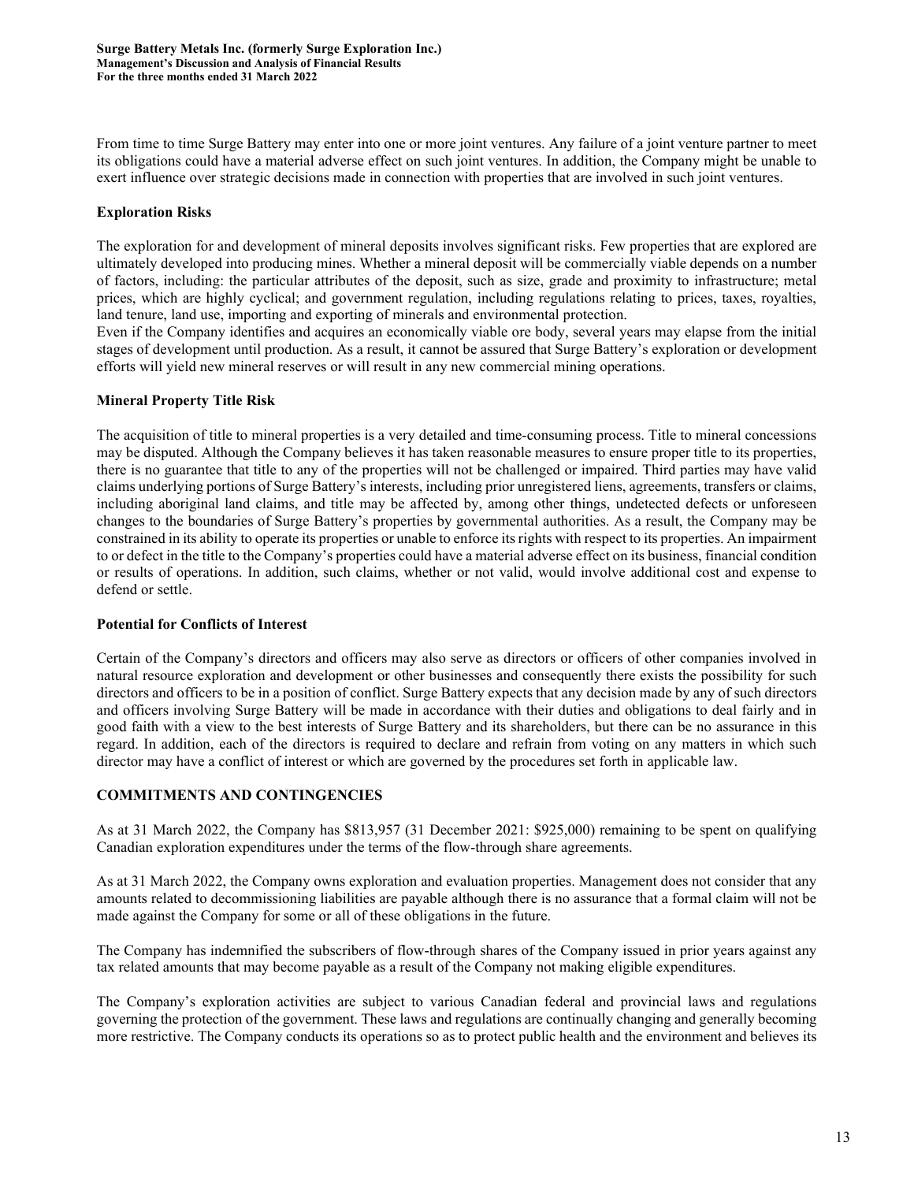From time to time Surge Battery may enter into one or more joint ventures. Any failure of a joint venture partner to meet its obligations could have a material adverse effect on such joint ventures. In addition, the Company might be unable to exert influence over strategic decisions made in connection with properties that are involved in such joint ventures.

### Exploration Risks

The exploration for and development of mineral deposits involves significant risks. Few properties that are explored are ultimately developed into producing mines. Whether a mineral deposit will be commercially viable depends on a number of factors, including: the particular attributes of the deposit, such as size, grade and proximity to infrastructure; metal prices, which are highly cyclical; and government regulation, including regulations relating to prices, taxes, royalties, land tenure, land use, importing and exporting of minerals and environmental protection.

Even if the Company identifies and acquires an economically viable ore body, several years may elapse from the initial stages of development until production. As a result, it cannot be assured that Surge Battery's exploration or development efforts will yield new mineral reserves or will result in any new commercial mining operations.

### Mineral Property Title Risk

The acquisition of title to mineral properties is a very detailed and time-consuming process. Title to mineral concessions may be disputed. Although the Company believes it has taken reasonable measures to ensure proper title to its properties, there is no guarantee that title to any of the properties will not be challenged or impaired. Third parties may have valid claims underlying portions of Surge Battery's interests, including prior unregistered liens, agreements, transfers or claims, including aboriginal land claims, and title may be affected by, among other things, undetected defects or unforeseen changes to the boundaries of Surge Battery's properties by governmental authorities. As a result, the Company may be constrained in its ability to operate its properties or unable to enforce its rights with respect to its properties. An impairment to or defect in the title to the Company's properties could have a material adverse effect on its business, financial condition or results of operations. In addition, such claims, whether or not valid, would involve additional cost and expense to defend or settle.

### Potential for Conflicts of Interest

Certain of the Company's directors and officers may also serve as directors or officers of other companies involved in natural resource exploration and development or other businesses and consequently there exists the possibility for such directors and officers to be in a position of conflict. Surge Battery expects that any decision made by any of such directors and officers involving Surge Battery will be made in accordance with their duties and obligations to deal fairly and in good faith with a view to the best interests of Surge Battery and its shareholders, but there can be no assurance in this regard. In addition, each of the directors is required to declare and refrain from voting on any matters in which such director may have a conflict of interest or which are governed by the procedures set forth in applicable law.

## COMMITMENTS AND CONTINGENCIES

As at 31 March 2022, the Company has $813,957 (31 December 2021: $925,000) remaining to be spent on qualifying Canadian exploration expenditures under the terms of the flow-through share agreements.

As at 31 March 2022, the Company owns exploration and evaluation properties. Management does not consider that any amounts related to decommissioning liabilities are payable although there is no assurance that a formal claim will not be made against the Company for some or all of these obligations in the future.

The Company has indemnified the subscribers of flow-through shares of the Company issued in prior years against any tax related amounts that may become payable as a result of the Company not making eligible expenditures.

The Company's exploration activities are subject to various Canadian federal and provincial laws and regulations governing the protection of the government. These laws and regulations are continually changing and generally becoming more restrictive. The Company conducts its operations so as to protect public health and the environment and believes its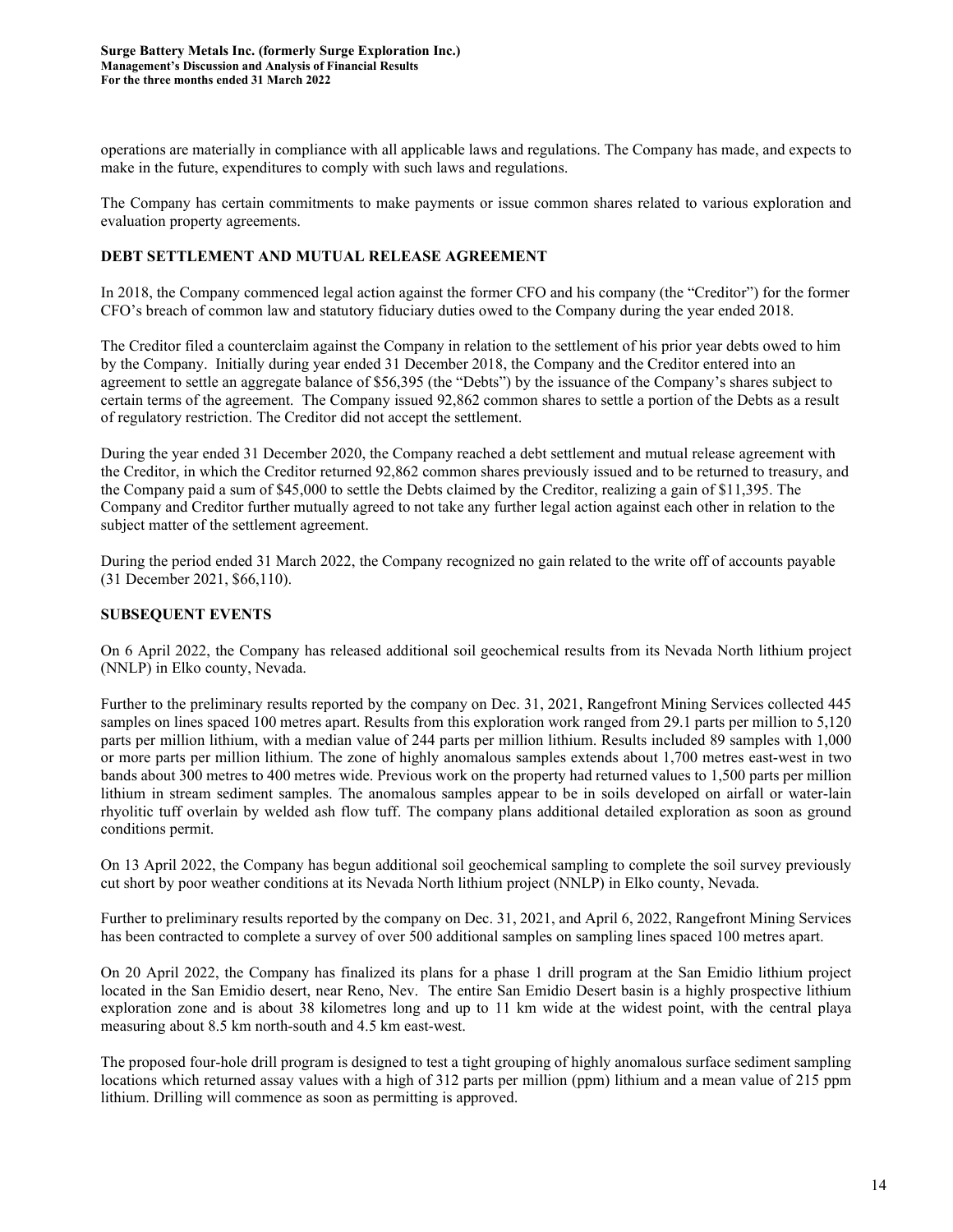operations are materially in compliance with all applicable laws and regulations. The Company has made, and expects to make in the future, expenditures to comply with such laws and regulations.

The Company has certain commitments to make payments or issue common shares related to various exploration and evaluation property agreements.

## DEBT SETTLEMENT AND MUTUAL RELEASE AGREEMENT

In 2018, the Company commenced legal action against the former CFO and his company (the "Creditor") for the former CFO's breach of common law and statutory fiduciary duties owed to the Company during the year ended 2018.

The Creditor filed a counterclaim against the Company in relation to the settlement of his prior year debts owed to him by the Company. Initially during year ended 31 December 2018, the Company and the Creditor entered into an agreement to settle an aggregate balance of $56,395 (the "Debts") by the issuance of the Company's shares subject to certain terms of the agreement. The Company issued 92,862 common shares to settle a portion of the Debts as a result of regulatory restriction. The Creditor did not accept the settlement.

During the year ended 31 December 2020, the Company reached a debt settlement and mutual release agreement with the Creditor, in which the Creditor returned 92,862 common shares previously issued and to be returned to treasury, and the Company paid a sum of $45,000 to settle the Debts claimed by the Creditor, realizing a gain of $11,395. The Company and Creditor further mutually agreed to not take any further legal action against each other in relation to the subject matter of the settlement agreement.

During the period ended 31 March 2022, the Company recognized no gain related to the write off of accounts payable (31 December 2021, $66,110).

## SUBSEQUENT EVENTS

On 6 April 2022, the Company has released additional soil geochemical results from its Nevada North lithium project (NNLP) in Elko county, Nevada.

Further to the preliminary results reported by the company on Dec. 31, 2021, Rangefront Mining Services collected 445 samples on lines spaced 100 metres apart. Results from this exploration work ranged from 29.1 parts per million to 5,120 parts per million lithium, with a median value of 244 parts per million lithium. Results included 89 samples with 1,000 or more parts per million lithium. The zone of highly anomalous samples extends about 1,700 metres east-west in two bands about 300 metres to 400 metres wide. Previous work on the property had returned values to 1,500 parts per million lithium in stream sediment samples. The anomalous samples appear to be in soils developed on airfall or water-lain rhyolitic tuff overlain by welded ash flow tuff. The company plans additional detailed exploration as soon as ground conditions permit.

On 13 April 2022, the Company has begun additional soil geochemical sampling to complete the soil survey previously cut short by poor weather conditions at its Nevada North lithium project (NNLP) in Elko county, Nevada.

Further to preliminary results reported by the company on Dec. 31, 2021, and April 6, 2022, Rangefront Mining Services has been contracted to complete a survey of over 500 additional samples on sampling lines spaced 100 metres apart.

On 20 April 2022, the Company has finalized its plans for a phase 1 drill program at the San Emidio lithium project located in the San Emidio desert, near Reno, Nev. The entire San Emidio Desert basin is a highly prospective lithium exploration zone and is about 38 kilometres long and up to 11 km wide at the widest point, with the central playa measuring about 8.5 km north-south and 4.5 km east-west.

The proposed four-hole drill program is designed to test a tight grouping of highly anomalous surface sediment sampling locations which returned assay values with a high of 312 parts per million (ppm) lithium and a mean value of 215 ppm lithium. Drilling will commence as soon as permitting is approved.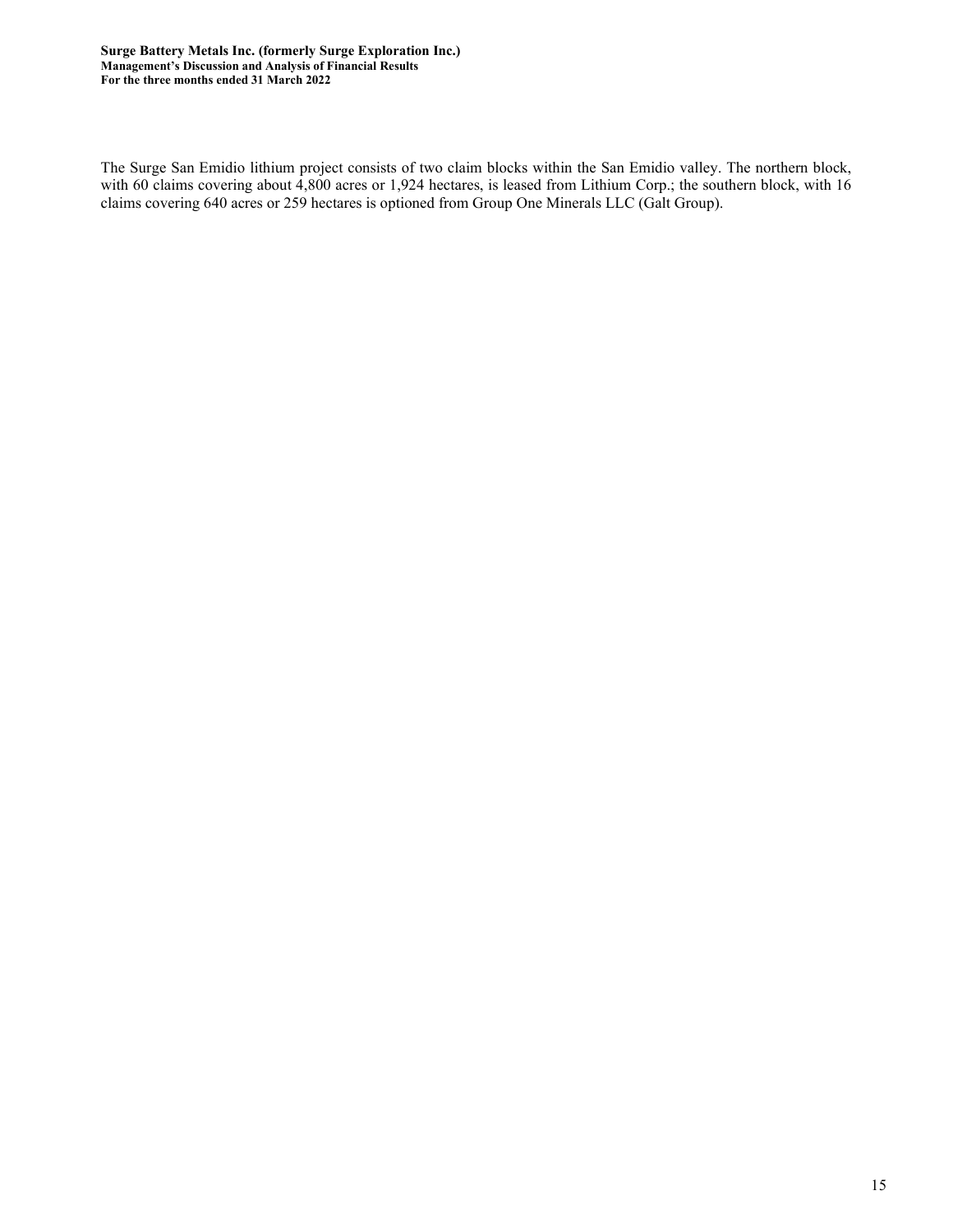The Surge San Emidio lithium project consists of two claim blocks within the San Emidio valley. The northern block, with 60 claims covering about 4,800 acres or 1,924 hectares, is leased from Lithium Corp.; the southern block, with 16 claims covering 640 acres or 259 hectares is optioned from Group One Minerals LLC (Galt Group).